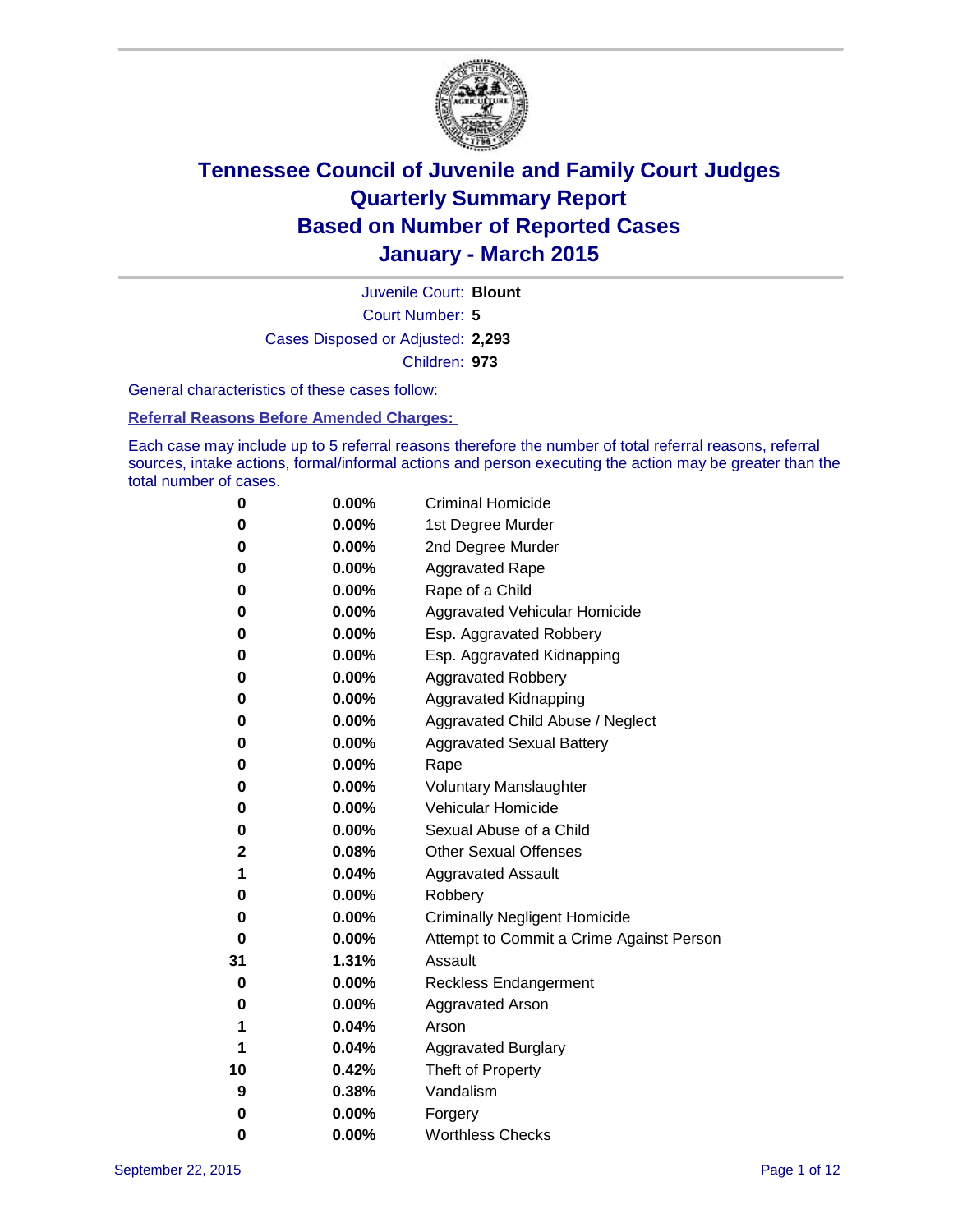# Tennessee Council of Juvenile and Family Court Judges
## Quarterly Summary Report
## Based on Number of Reported Cases
## January - March 2015

Juvenile Court: **Blount**

Court Number: **5**

Cases Disposed or Adjusted: **2,293**

Children: **973**

General characteristics of these cases follow:

**Referral Reasons Before Amended Charges:**

Each case may include up to 5 referral reasons therefore the number of total referral reasons, referral sources, intake actions, formal/informal actions and person executing the action may be greater than the total number of cases.

| Count | Percent | Referral Reason |
|---|---|---|
| 0 | 0.00% | Criminal Homicide |
| 0 | 0.00% | 1st Degree Murder |
| 0 | 0.00% | 2nd Degree Murder |
| 0 | 0.00% | Aggravated Rape |
| 0 | 0.00% | Rape of a Child |
| 0 | 0.00% | Aggravated Vehicular Homicide |
| 0 | 0.00% | Esp. Aggravated Robbery |
| 0 | 0.00% | Esp. Aggravated Kidnapping |
| 0 | 0.00% | Aggravated Robbery |
| 0 | 0.00% | Aggravated Kidnapping |
| 0 | 0.00% | Aggravated Child Abuse / Neglect |
| 0 | 0.00% | Aggravated Sexual Battery |
| 0 | 0.00% | Rape |
| 0 | 0.00% | Voluntary Manslaughter |
| 0 | 0.00% | Vehicular Homicide |
| 0 | 0.00% | Sexual Abuse of a Child |
| 2 | 0.08% | Other Sexual Offenses |
| 1 | 0.04% | Aggravated Assault |
| 0 | 0.00% | Robbery |
| 0 | 0.00% | Criminally Negligent Homicide |
| 0 | 0.00% | Attempt to Commit a Crime Against Person |
| 31 | 1.31% | Assault |
| 0 | 0.00% | Reckless Endangerment |
| 0 | 0.00% | Aggravated Arson |
| 1 | 0.04% | Arson |
| 1 | 0.04% | Aggravated Burglary |
| 10 | 0.42% | Theft of Property |
| 9 | 0.38% | Vandalism |
| 0 | 0.00% | Forgery |
| 0 | 0.00% | Worthless Checks |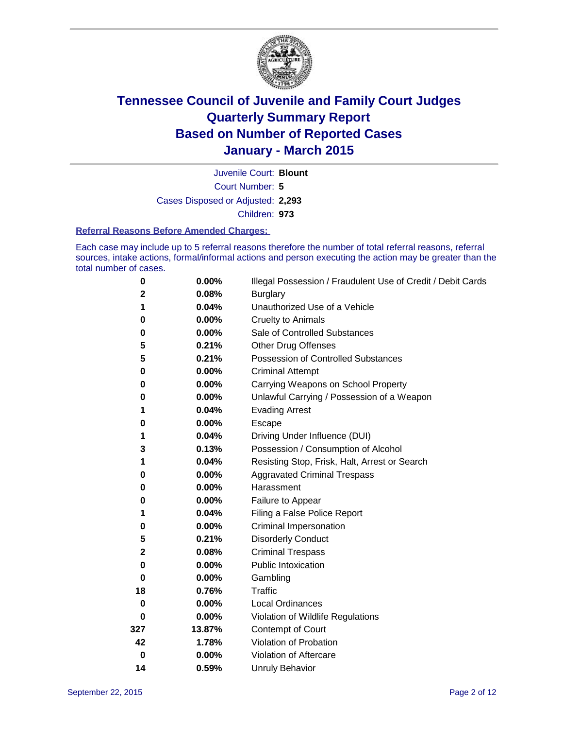# Tennessee Council of Juvenile and Family Court Judges
# Quarterly Summary Report
# Based on Number of Reported Cases
# January - March 2015

Juvenile Court: **Blount**

Court Number: **5**

Cases Disposed or Adjusted: **2,293**

Children: **973**

### Referral Reasons Before Amended Charges:

Each case may include up to 5 referral reasons therefore the number of total referral reasons, referral sources, intake actions, formal/informal actions and person executing the action may be greater than the total number of cases.

| | | |
|---|---|---|
| **0** | **0.00%** | Illegal Possession / Fraudulent Use of Credit / Debit Cards |
| **2** | **0.08%** | Burglary |
| **1** | **0.04%** | Unauthorized Use of a Vehicle |
| **0** | **0.00%** | Cruelty to Animals |
| **0** | **0.00%** | Sale of Controlled Substances |
| **5** | **0.21%** | Other Drug Offenses |
| **5** | **0.21%** | Possession of Controlled Substances |
| **0** | **0.00%** | Criminal Attempt |
| **0** | **0.00%** | Carrying Weapons on School Property |
| **0** | **0.00%** | Unlawful Carrying / Possession of a Weapon |
| **1** | **0.04%** | Evading Arrest |
| **0** | **0.00%** | Escape |
| **1** | **0.04%** | Driving Under Influence (DUI) |
| **3** | **0.13%** | Possession / Consumption of Alcohol |
| **1** | **0.04%** | Resisting Stop, Frisk, Halt, Arrest or Search |
| **0** | **0.00%** | Aggravated Criminal Trespass |
| **0** | **0.00%** | Harassment |
| **0** | **0.00%** | Failure to Appear |
| **1** | **0.04%** | Filing a False Police Report |
| **0** | **0.00%** | Criminal Impersonation |
| **5** | **0.21%** | Disorderly Conduct |
| **2** | **0.08%** | Criminal Trespass |
| **0** | **0.00%** | Public Intoxication |
| **0** | **0.00%** | Gambling |
| **18** | **0.76%** | Traffic |
| **0** | **0.00%** | Local Ordinances |
| **0** | **0.00%** | Violation of Wildlife Regulations |
| **327** | **13.87%** | Contempt of Court |
| **42** | **1.78%** | Violation of Probation |
| **0** | **0.00%** | Violation of Aftercare |
| **14** | **0.59%** | Unruly Behavior |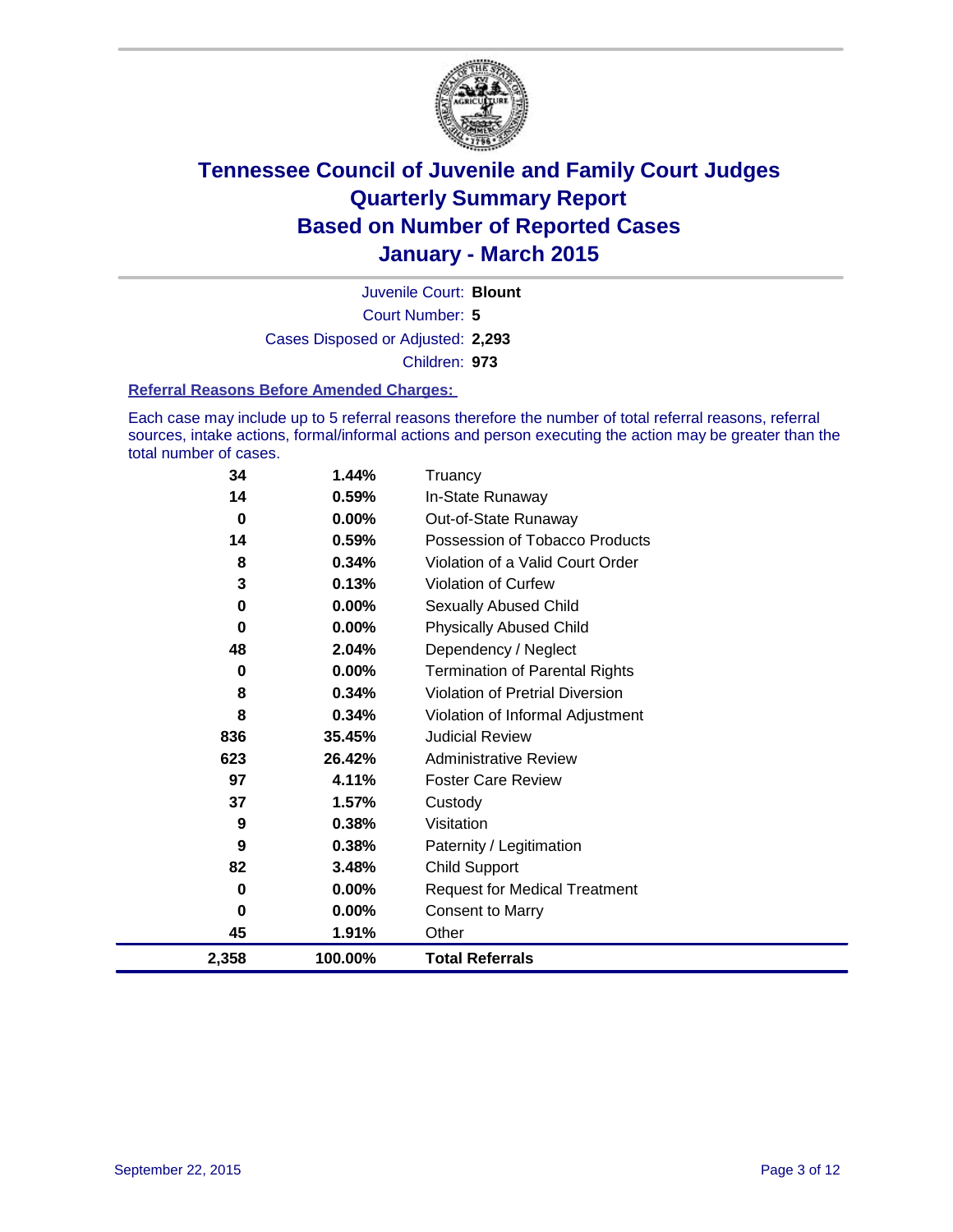# Tennessee Council of Juvenile and Family Court Judges
## Quarterly Summary Report
## Based on Number of Reported Cases
## January - March 2015

Juvenile Court: **Blount**

Court Number: **5**

Cases Disposed or Adjusted: **2,293**

Children: **973**

### Referral Reasons Before Amended Charges:

Each case may include up to 5 referral reasons therefore the number of total referral reasons, referral sources, intake actions, formal/informal actions and person executing the action may be greater than the total number of cases.

| Count | Percent | Referral Reason |
|---|---|---|
| 34 | 1.44% | Truancy |
| 14 | 0.59% | In-State Runaway |
| 0 | 0.00% | Out-of-State Runaway |
| 14 | 0.59% | Possession of Tobacco Products |
| 8 | 0.34% | Violation of a Valid Court Order |
| 3 | 0.13% | Violation of Curfew |
| 0 | 0.00% | Sexually Abused Child |
| 0 | 0.00% | Physically Abused Child |
| 48 | 2.04% | Dependency / Neglect |
| 0 | 0.00% | Termination of Parental Rights |
| 8 | 0.34% | Violation of Pretrial Diversion |
| 8 | 0.34% | Violation of Informal Adjustment |
| 836 | 35.45% | Judicial Review |
| 623 | 26.42% | Administrative Review |
| 97 | 4.11% | Foster Care Review |
| 37 | 1.57% | Custody |
| 9 | 0.38% | Visitation |
| 9 | 0.38% | Paternity / Legitimation |
| 82 | 3.48% | Child Support |
| 0 | 0.00% | Request for Medical Treatment |
| 0 | 0.00% | Consent to Marry |
| 45 | 1.91% | Other |
| **2,358** | **100.00%** | **Total Referrals** |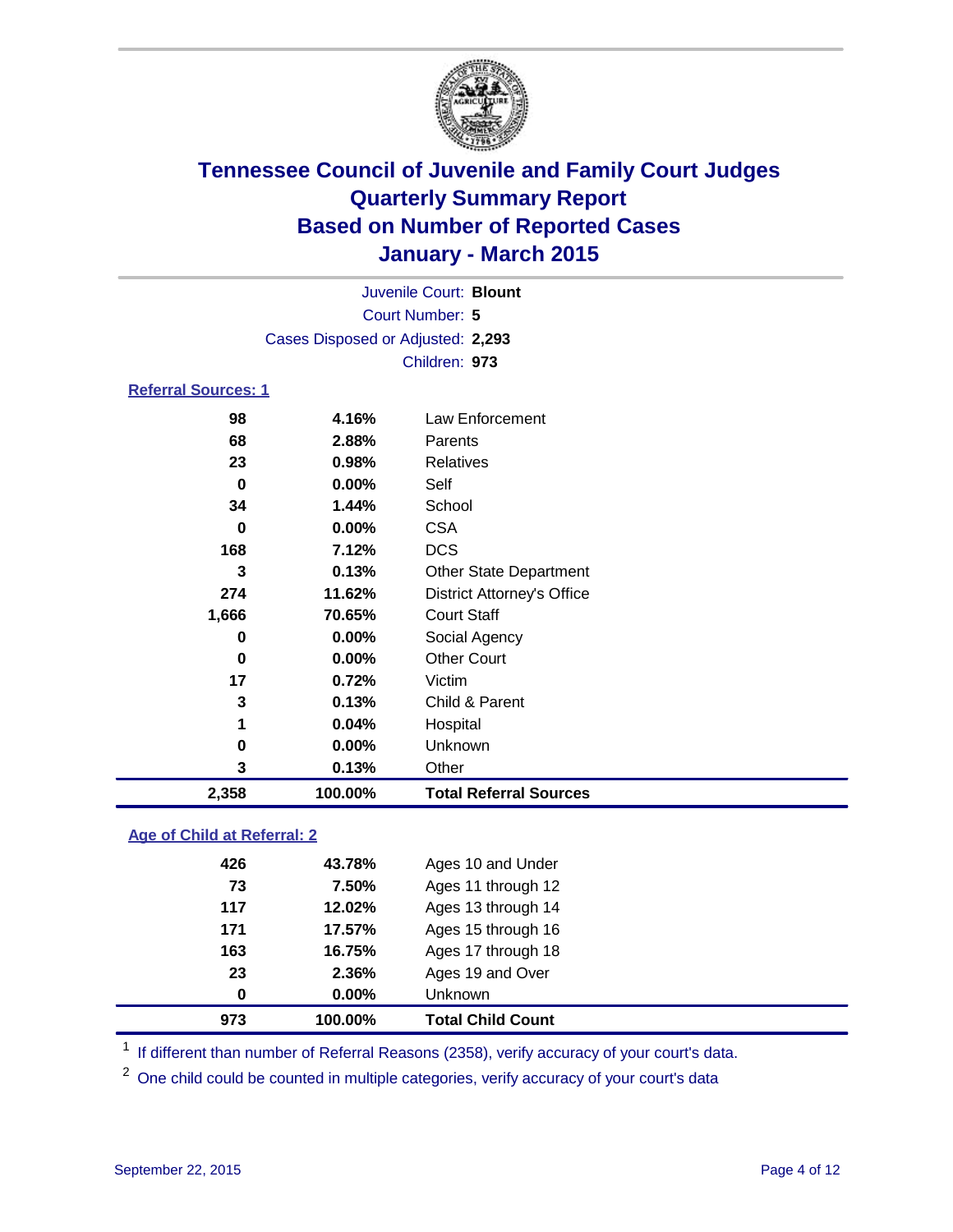# Tennessee Council of Juvenile and Family Court Judges
# Quarterly Summary Report
# Based on Number of Reported Cases
# January - March 2015

Juvenile Court: **Blount**
Court Number: **5**
Cases Disposed or Adjusted: **2,293**
Children: **973**

## Referral Sources: 1

| | | |
|---|---|---|
| 98 | 4.16% | Law Enforcement |
| 68 | 2.88% | Parents |
| 23 | 0.98% | Relatives |
| 0 | 0.00% | Self |
| 34 | 1.44% | School |
| 0 | 0.00% | CSA |
| 168 | 7.12% | DCS |
| 3 | 0.13% | Other State Department |
| 274 | 11.62% | District Attorney's Office |
| 1,666 | 70.65% | Court Staff |
| 0 | 0.00% | Social Agency |
| 0 | 0.00% | Other Court |
| 17 | 0.72% | Victim |
| 3 | 0.13% | Child & Parent |
| 1 | 0.04% | Hospital |
| 0 | 0.00% | Unknown |
| 3 | 0.13% | Other |
| **2,358** | **100.00%** | **Total Referral Sources** |

## Age of Child at Referral: 2

| | | |
|---|---|---|
| 426 | 43.78% | Ages 10 and Under |
| 73 | 7.50% | Ages 11 through 12 |
| 117 | 12.02% | Ages 13 through 14 |
| 171 | 17.57% | Ages 15 through 16 |
| 163 | 16.75% | Ages 17 through 18 |
| 23 | 2.36% | Ages 19 and Over |
| 0 | 0.00% | Unknown |
| **973** | **100.00%** | **Total Child Count** |

[1] If different than number of Referral Reasons (2358), verify accuracy of your court's data.

[2] One child could be counted in multiple categories, verify accuracy of your court's data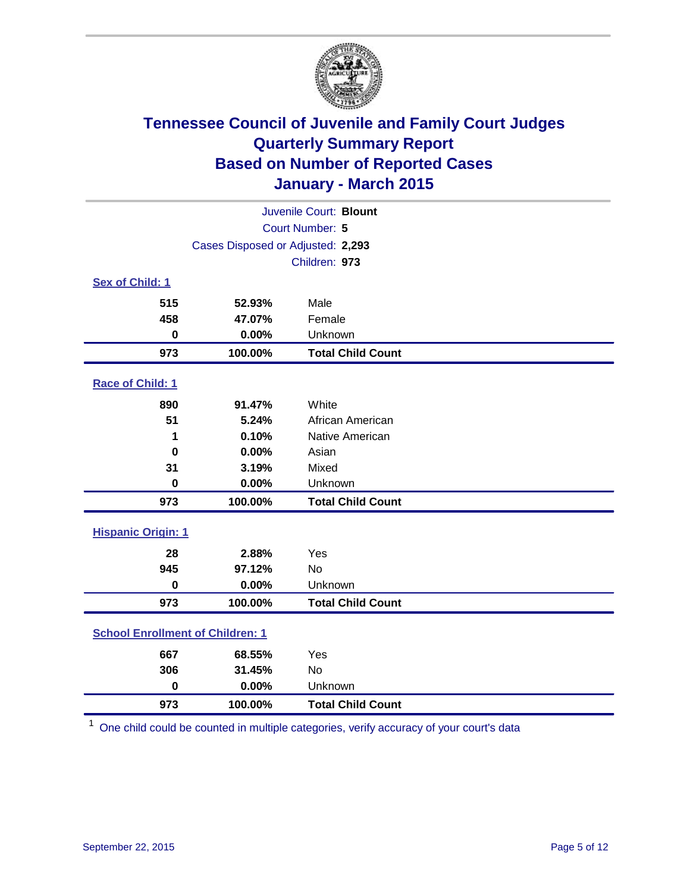# Tennessee Council of Juvenile and Family Court Judges
## Quarterly Summary Report
## Based on Number of Reported Cases
## January - March 2015

Juvenile Court: **Blount**
Court Number: **5**
Cases Disposed or Adjusted: **2,293**
Children: **973**

### Sex of Child: 1

| Count | Percent | Category |
|---|---|---|
| 515 | 52.93% | Male |
| 458 | 47.07% | Female |
| 0 | 0.00% | Unknown |
| **973** | **100.00%** | **Total Child Count** |

### Race of Child: 1

| Count | Percent | Category |
|---|---|---|
| 890 | 91.47% | White |
| 51 | 5.24% | African American |
| 1 | 0.10% | Native American |
| 0 | 0.00% | Asian |
| 31 | 3.19% | Mixed |
| 0 | 0.00% | Unknown |
| **973** | **100.00%** | **Total Child Count** |

### Hispanic Origin: 1

| Count | Percent | Category |
|---|---|---|
| 28 | 2.88% | Yes |
| 945 | 97.12% | No |
| 0 | 0.00% | Unknown |
| **973** | **100.00%** | **Total Child Count** |

### School Enrollment of Children: 1

| Count | Percent | Category |
|---|---|---|
| 667 | 68.55% | Yes |
| 306 | 31.45% | No |
| 0 | 0.00% | Unknown |
| **973** | **100.00%** | **Total Child Count** |

[1] One child could be counted in multiple categories, verify accuracy of your court's data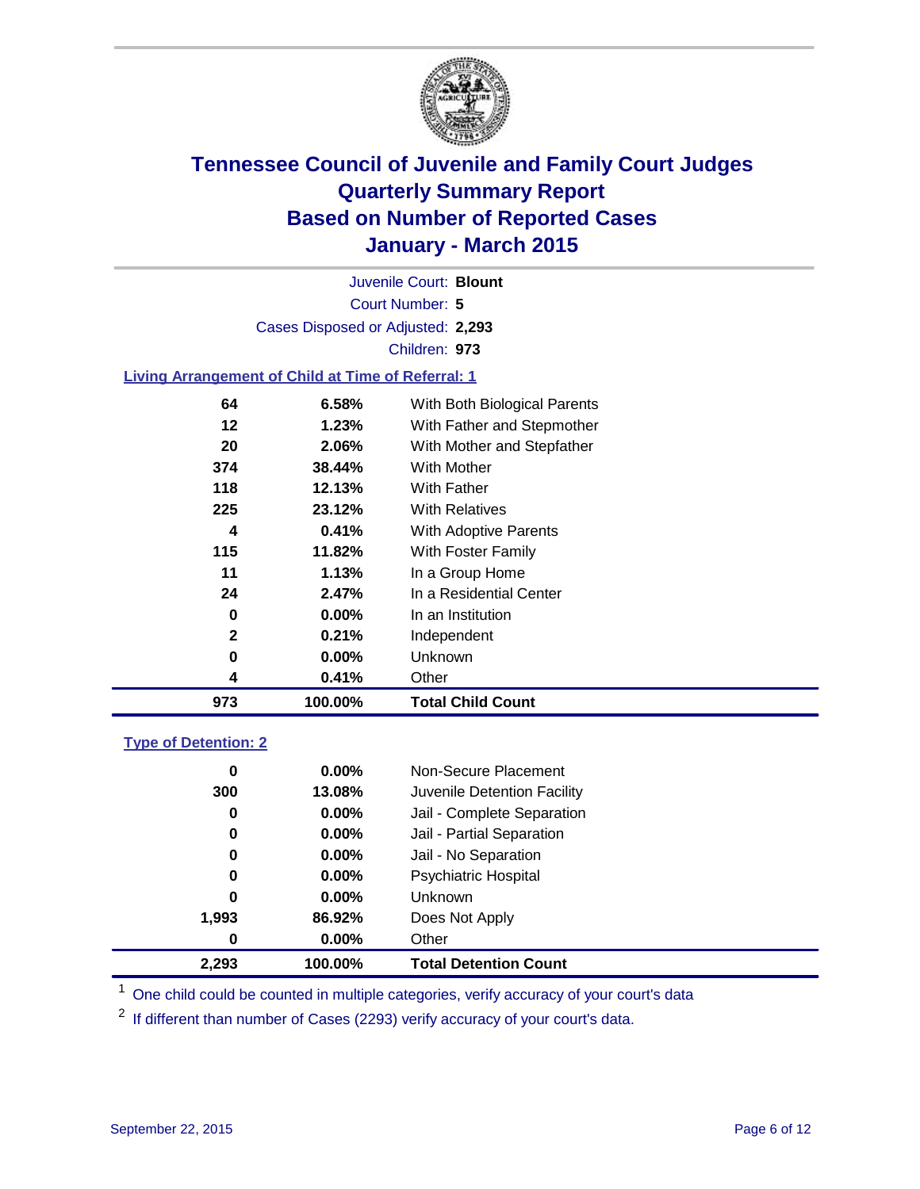# Tennessee Council of Juvenile and Family Court Judges
## Quarterly Summary Report
## Based on Number of Reported Cases
## January - March 2015

Juvenile Court: **Blount**

Court Number: **5**

Cases Disposed or Adjusted: **2,293**

Children: **973**

### Living Arrangement of Child at Time of Referral: 1

| Count | Percent | Living Arrangement |
|---|---|---|
| 64 | 6.58% | With Both Biological Parents |
| 12 | 1.23% | With Father and Stepmother |
| 20 | 2.06% | With Mother and Stepfather |
| 374 | 38.44% | With Mother |
| 118 | 12.13% | With Father |
| 225 | 23.12% | With Relatives |
| 4 | 0.41% | With Adoptive Parents |
| 115 | 11.82% | With Foster Family |
| 11 | 1.13% | In a Group Home |
| 24 | 2.47% | In a Residential Center |
| 0 | 0.00% | In an Institution |
| 2 | 0.21% | Independent |
| 0 | 0.00% | Unknown |
| 4 | 0.41% | Other |
| **973** | **100.00%** | **Total Child Count** |

### Type of Detention: 2

| Count | Percent | Type of Detention |
|---|---|---|
| 0 | 0.00% | Non-Secure Placement |
| 300 | 13.08% | Juvenile Detention Facility |
| 0 | 0.00% | Jail - Complete Separation |
| 0 | 0.00% | Jail - Partial Separation |
| 0 | 0.00% | Jail - No Separation |
| 0 | 0.00% | Psychiatric Hospital |
| 0 | 0.00% | Unknown |
| 1,993 | 86.92% | Does Not Apply |
| 0 | 0.00% | Other |
| **2,293** | **100.00%** | **Total Detention Count** |

[1] One child could be counted in multiple categories, verify accuracy of your court's data

[2] If different than number of Cases (2293) verify accuracy of your court's data.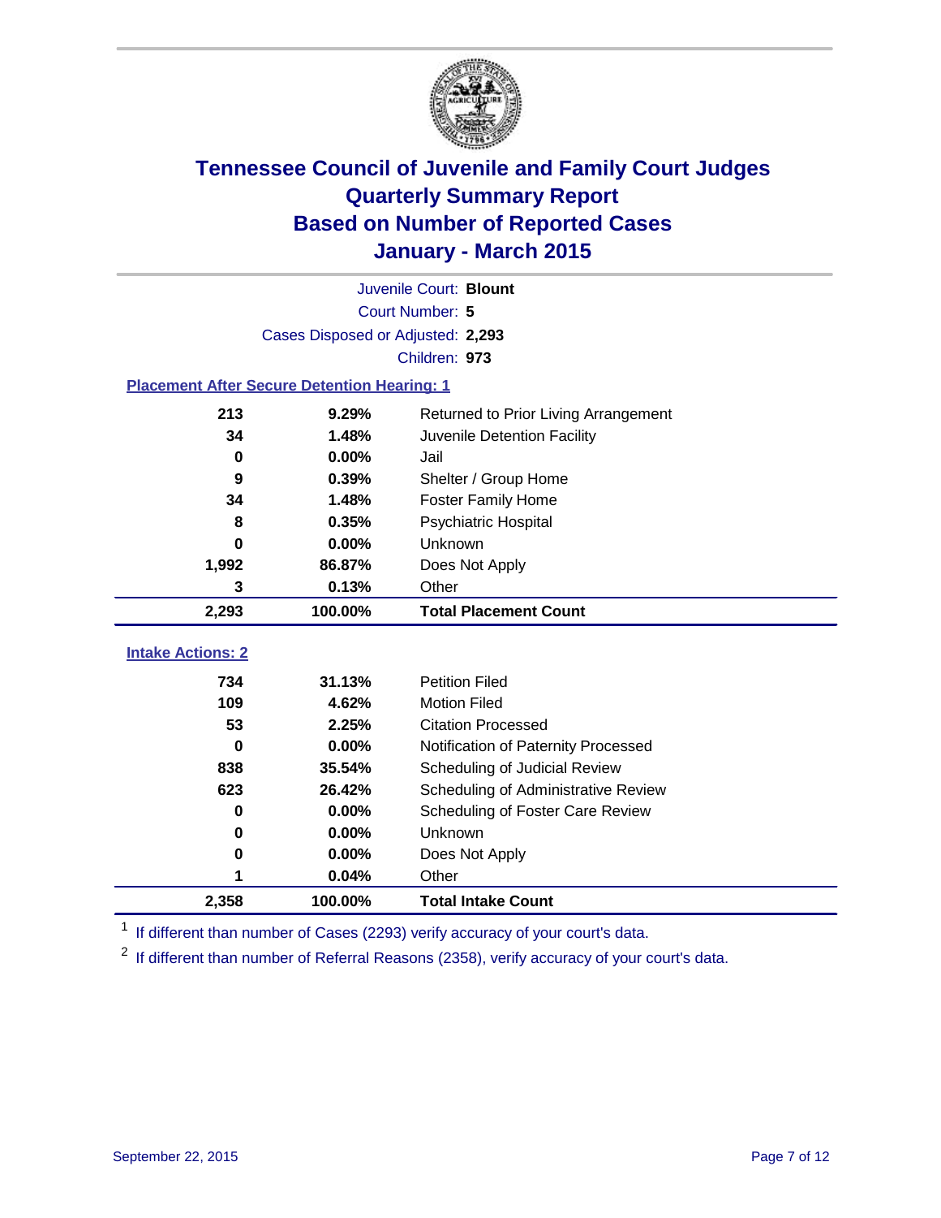# Tennessee Council of Juvenile and Family Court Judges
# Quarterly Summary Report
# Based on Number of Reported Cases
# January - March 2015

Juvenile Court: **Blount**

Court Number: **5**

Cases Disposed or Adjusted: **2,293**

Children: **973**

### Placement After Secure Detention Hearing: 1

| Count | Percent | Placement |
|---|---|---|
| 213 | 9.29% | Returned to Prior Living Arrangement |
| 34 | 1.48% | Juvenile Detention Facility |
| 0 | 0.00% | Jail |
| 9 | 0.39% | Shelter / Group Home |
| 34 | 1.48% | Foster Family Home |
| 8 | 0.35% | Psychiatric Hospital |
| 0 | 0.00% | Unknown |
| 1,992 | 86.87% | Does Not Apply |
| 3 | 0.13% | Other |
| **2,293** | **100.00%** | **Total Placement Count** |

### Intake Actions: 2

| Count | Percent | Intake Action |
|---|---|---|
| 734 | 31.13% | Petition Filed |
| 109 | 4.62% | Motion Filed |
| 53 | 2.25% | Citation Processed |
| 0 | 0.00% | Notification of Paternity Processed |
| 838 | 35.54% | Scheduling of Judicial Review |
| 623 | 26.42% | Scheduling of Administrative Review |
| 0 | 0.00% | Scheduling of Foster Care Review |
| 0 | 0.00% | Unknown |
| 0 | 0.00% | Does Not Apply |
| 1 | 0.04% | Other |
| **2,358** | **100.00%** | **Total Intake Count** |

[1] If different than number of Cases (2293) verify accuracy of your court's data.

[2] If different than number of Referral Reasons (2358), verify accuracy of your court's data.

September 22, 2015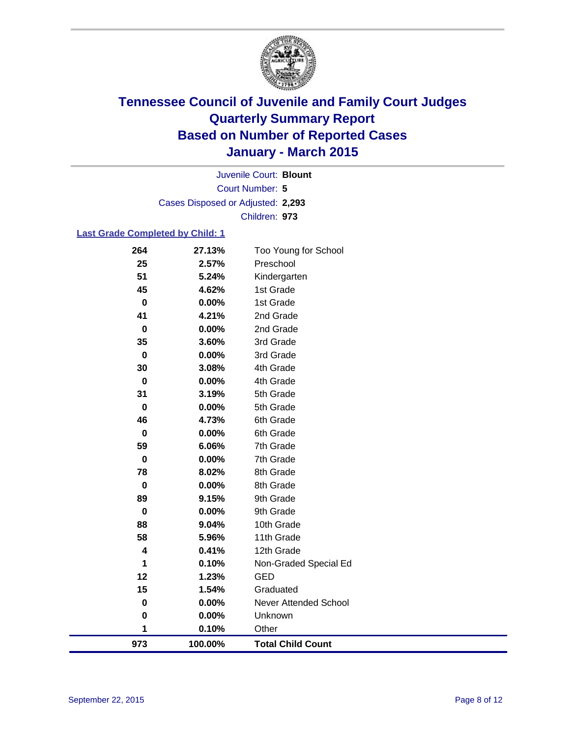# Tennessee Council of Juvenile and Family Court Judges
# Quarterly Summary Report
# Based on Number of Reported Cases
# January - March 2015

Juvenile Court: **Blount**

Court Number: **5**

Cases Disposed or Adjusted: **2,293**

Children: **973**

### Last Grade Completed by Child: 1

| | | |
|---|---|---|
| 264 | 27.13% | Too Young for School |
| 25 | 2.57% | Preschool |
| 51 | 5.24% | Kindergarten |
| 45 | 4.62% | 1st Grade |
| 0 | 0.00% | 1st Grade |
| 41 | 4.21% | 2nd Grade |
| 0 | 0.00% | 2nd Grade |
| 35 | 3.60% | 3rd Grade |
| 0 | 0.00% | 3rd Grade |
| 30 | 3.08% | 4th Grade |
| 0 | 0.00% | 4th Grade |
| 31 | 3.19% | 5th Grade |
| 0 | 0.00% | 5th Grade |
| 46 | 4.73% | 6th Grade |
| 0 | 0.00% | 6th Grade |
| 59 | 6.06% | 7th Grade |
| 0 | 0.00% | 7th Grade |
| 78 | 8.02% | 8th Grade |
| 0 | 0.00% | 8th Grade |
| 89 | 9.15% | 9th Grade |
| 0 | 0.00% | 9th Grade |
| 88 | 9.04% | 10th Grade |
| 58 | 5.96% | 11th Grade |
| 4 | 0.41% | 12th Grade |
| 1 | 0.10% | Non-Graded Special Ed |
| 12 | 1.23% | GED |
| 15 | 1.54% | Graduated |
| 0 | 0.00% | Never Attended School |
| 0 | 0.00% | Unknown |
| 1 | 0.10% | Other |
| **973** | **100.00%** | **Total Child Count** |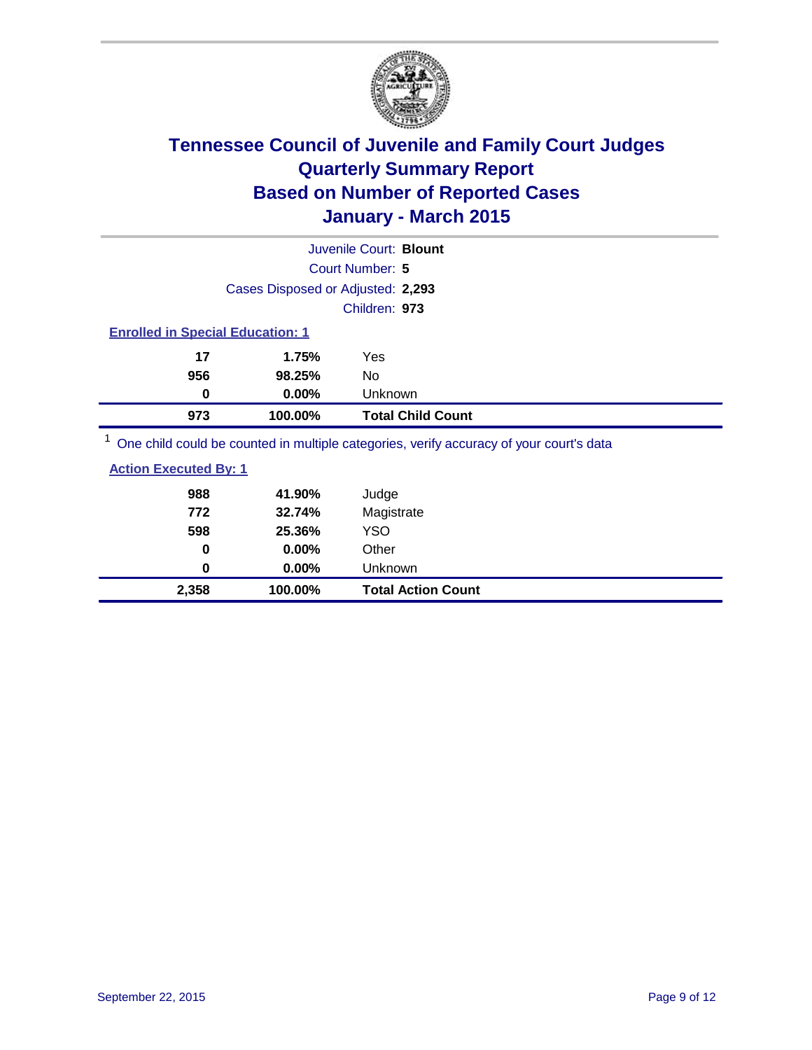# Tennessee Council of Juvenile and Family Court Judges
## Quarterly Summary Report
## Based on Number of Reported Cases
## January - March 2015

Juvenile Court: **Blount**

Court Number: **5**

Cases Disposed or Adjusted: **2,293**

Children: **973**

**Enrolled in Special Education: 1**

| | | |
|---|---|---|
| **17** | **1.75%** | Yes |
| **956** | **98.25%** | No |
| **0** | **0.00%** | Unknown |
| **973** | **100.00%** | **Total Child Count** |

[1] One child could be counted in multiple categories, verify accuracy of your court's data

**Action Executed By: 1**

| | | |
|---|---|---|
| **988** | **41.90%** | Judge |
| **772** | **32.74%** | Magistrate |
| **598** | **25.36%** | YSO |
| **0** | **0.00%** | Other |
| **0** | **0.00%** | Unknown |
| **2,358** | **100.00%** | **Total Action Count** |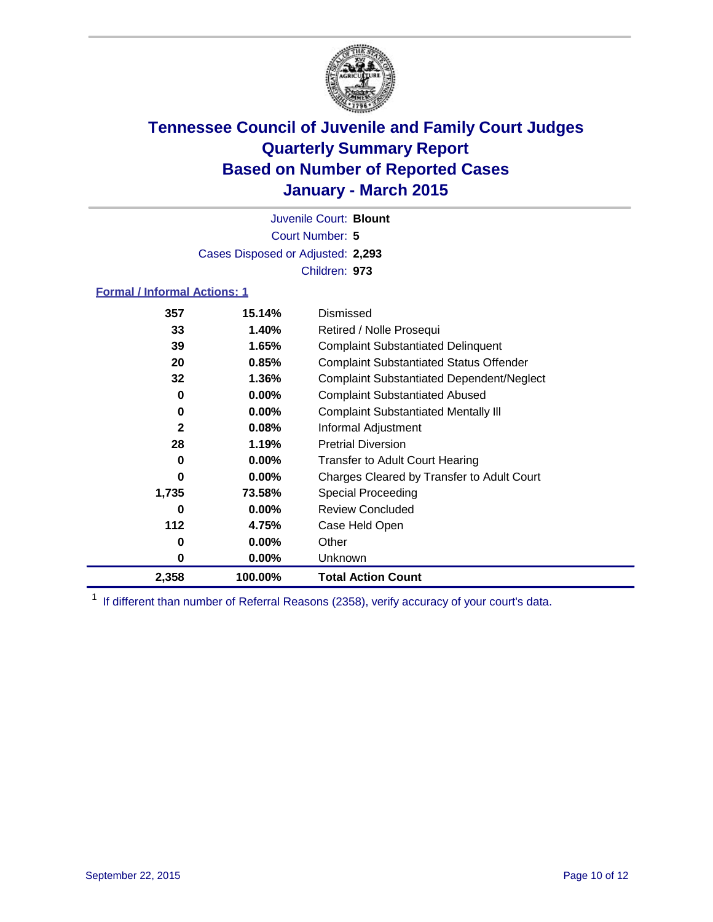# Tennessee Council of Juvenile and Family Court Judges
## Quarterly Summary Report
## Based on Number of Reported Cases
## January - March 2015

Juvenile Court: **Blount**
Court Number: **5**
Cases Disposed or Adjusted: **2,293**
Children: **973**

### Formal / Informal Actions: 1

| Count | Percent | Action |
|---|---|---|
| 357 | 15.14% | Dismissed |
| 33 | 1.40% | Retired / Nolle Prosequi |
| 39 | 1.65% | Complaint Substantiated Delinquent |
| 20 | 0.85% | Complaint Substantiated Status Offender |
| 32 | 1.36% | Complaint Substantiated Dependent/Neglect |
| 0 | 0.00% | Complaint Substantiated Abused |
| 0 | 0.00% | Complaint Substantiated Mentally Ill |
| 2 | 0.08% | Informal Adjustment |
| 28 | 1.19% | Pretrial Diversion |
| 0 | 0.00% | Transfer to Adult Court Hearing |
| 0 | 0.00% | Charges Cleared by Transfer to Adult Court |
| 1,735 | 73.58% | Special Proceeding |
| 0 | 0.00% | Review Concluded |
| 112 | 4.75% | Case Held Open |
| 0 | 0.00% | Other |
| 0 | 0.00% | Unknown |
| **2,358** | **100.00%** | **Total Action Count** |

[1] If different than number of Referral Reasons (2358), verify accuracy of your court's data.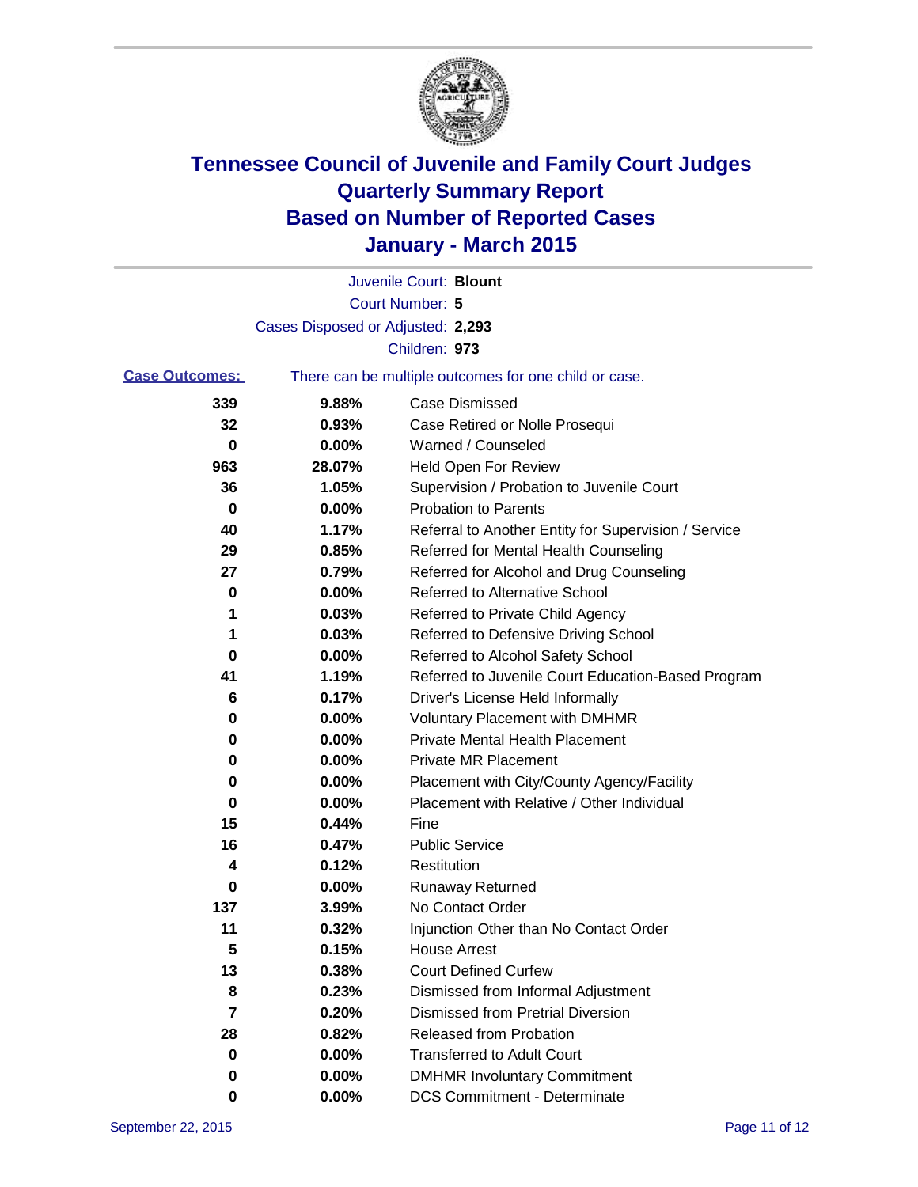# Tennessee Council of Juvenile and Family Court Judges
## Quarterly Summary Report
## Based on Number of Reported Cases
## January - March 2015

Juvenile Court: **Blount**

Court Number: **5**

Cases Disposed or Adjusted: **2,293**

Children: **973**

**Case Outcomes:** There can be multiple outcomes for one child or case.

| Count | Percent | Outcome |
|---|---|---|
| 339 | 9.88% | Case Dismissed |
| 32 | 0.93% | Case Retired or Nolle Prosequi |
| 0 | 0.00% | Warned / Counseled |
| 963 | 28.07% | Held Open For Review |
| 36 | 1.05% | Supervision / Probation to Juvenile Court |
| 0 | 0.00% | Probation to Parents |
| 40 | 1.17% | Referral to Another Entity for Supervision / Service |
| 29 | 0.85% | Referred for Mental Health Counseling |
| 27 | 0.79% | Referred for Alcohol and Drug Counseling |
| 0 | 0.00% | Referred to Alternative School |
| 1 | 0.03% | Referred to Private Child Agency |
| 1 | 0.03% | Referred to Defensive Driving School |
| 0 | 0.00% | Referred to Alcohol Safety School |
| 41 | 1.19% | Referred to Juvenile Court Education-Based Program |
| 6 | 0.17% | Driver's License Held Informally |
| 0 | 0.00% | Voluntary Placement with DMHMR |
| 0 | 0.00% | Private Mental Health Placement |
| 0 | 0.00% | Private MR Placement |
| 0 | 0.00% | Placement with City/County Agency/Facility |
| 0 | 0.00% | Placement with Relative / Other Individual |
| 15 | 0.44% | Fine |
| 16 | 0.47% | Public Service |
| 4 | 0.12% | Restitution |
| 0 | 0.00% | Runaway Returned |
| 137 | 3.99% | No Contact Order |
| 11 | 0.32% | Injunction Other than No Contact Order |
| 5 | 0.15% | House Arrest |
| 13 | 0.38% | Court Defined Curfew |
| 8 | 0.23% | Dismissed from Informal Adjustment |
| 7 | 0.20% | Dismissed from Pretrial Diversion |
| 28 | 0.82% | Released from Probation |
| 0 | 0.00% | Transferred to Adult Court |
| 0 | 0.00% | DMHMR Involuntary Commitment |
| 0 | 0.00% | DCS Commitment - Determinate |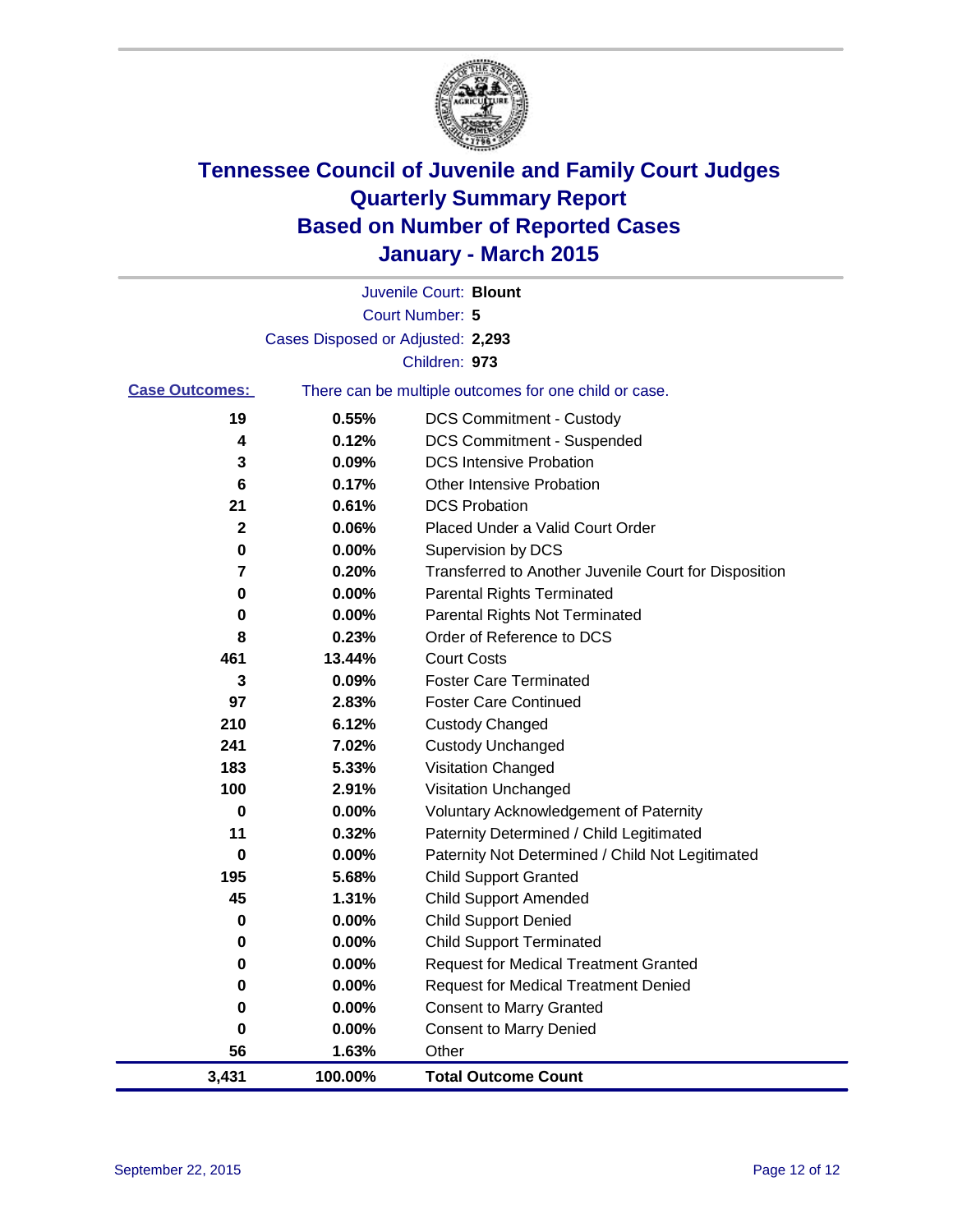# Tennessee Council of Juvenile and Family Court Judges
# Quarterly Summary Report
# Based on Number of Reported Cases
# January - March 2015

Juvenile Court: **Blount**

Court Number: **5**

Cases Disposed or Adjusted: **2,293**

Children: **973**

**Case Outcomes:** There can be multiple outcomes for one child or case.

| | | |
|---|---|---|
| 19 | 0.55% | DCS Commitment - Custody |
| 4 | 0.12% | DCS Commitment - Suspended |
| 3 | 0.09% | DCS Intensive Probation |
| 6 | 0.17% | Other Intensive Probation |
| 21 | 0.61% | DCS Probation |
| 2 | 0.06% | Placed Under a Valid Court Order |
| 0 | 0.00% | Supervision by DCS |
| 7 | 0.20% | Transferred to Another Juvenile Court for Disposition |
| 0 | 0.00% | Parental Rights Terminated |
| 0 | 0.00% | Parental Rights Not Terminated |
| 8 | 0.23% | Order of Reference to DCS |
| 461 | 13.44% | Court Costs |
| 3 | 0.09% | Foster Care Terminated |
| 97 | 2.83% | Foster Care Continued |
| 210 | 6.12% | Custody Changed |
| 241 | 7.02% | Custody Unchanged |
| 183 | 5.33% | Visitation Changed |
| 100 | 2.91% | Visitation Unchanged |
| 0 | 0.00% | Voluntary Acknowledgement of Paternity |
| 11 | 0.32% | Paternity Determined / Child Legitimated |
| 0 | 0.00% | Paternity Not Determined / Child Not Legitimated |
| 195 | 5.68% | Child Support Granted |
| 45 | 1.31% | Child Support Amended |
| 0 | 0.00% | Child Support Denied |
| 0 | 0.00% | Child Support Terminated |
| 0 | 0.00% | Request for Medical Treatment Granted |
| 0 | 0.00% | Request for Medical Treatment Denied |
| 0 | 0.00% | Consent to Marry Granted |
| 0 | 0.00% | Consent to Marry Denied |
| 56 | 1.63% | Other |
| **3,431** | **100.00%** | **Total Outcome Count** |

September 22, 2015